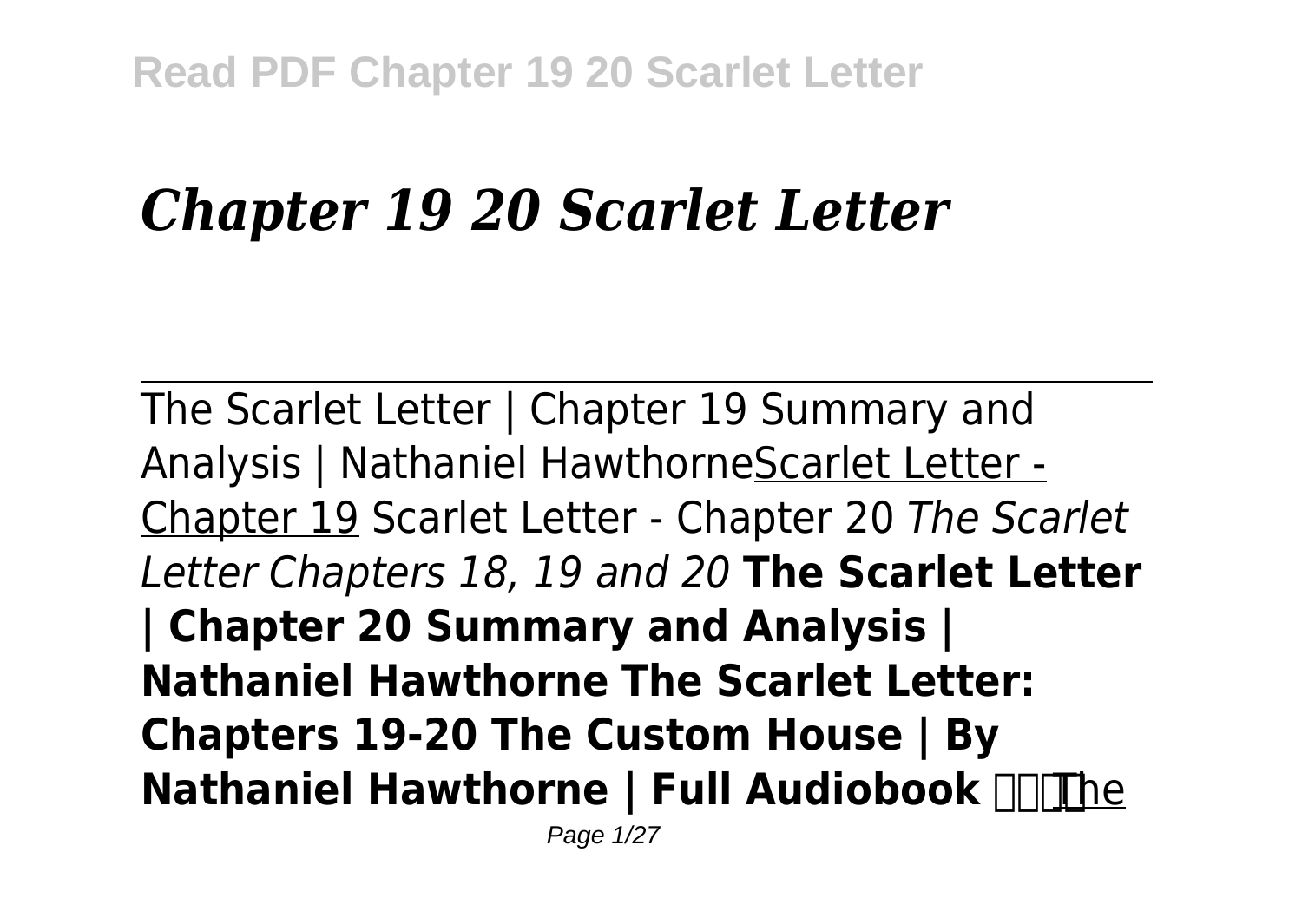# *Chapter 19 20 Scarlet Letter*

The Scarlet Letter | Chapter 19 Summary and Analysis | Nathaniel HawthorneScarlet Letter - Chapter 19 Scarlet Letter - Chapter 20 *The Scarlet Letter Chapters 18, 19 and 20* **The Scarlet Letter | Chapter 20 Summary and Analysis | Nathaniel Hawthorne The Scarlet Letter: Chapters 19-20 The Custom House | By Nathaniel Hawthorne | Full Audiobook** The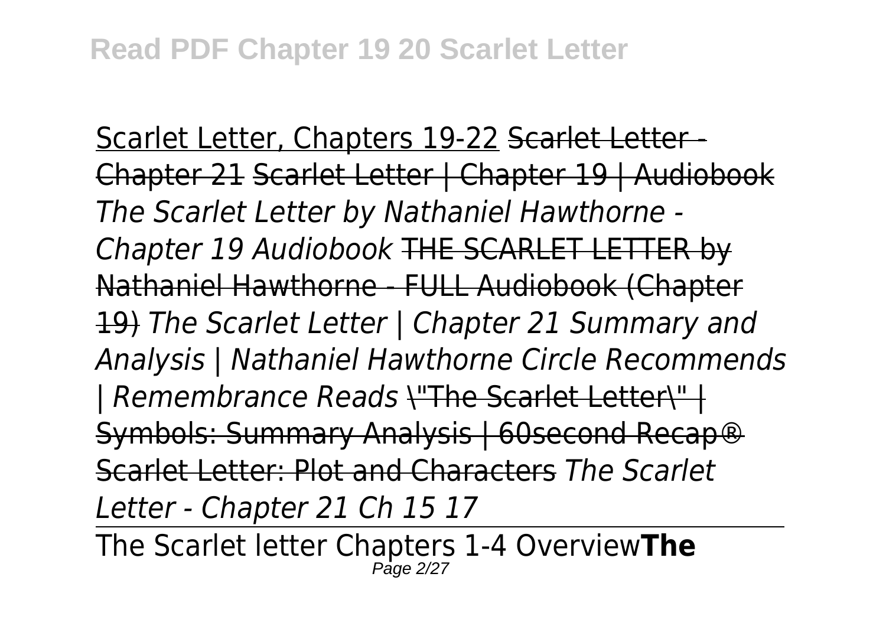Scarlet Letter, Chapters 19-22 ~~Scarlet Letter - Chapter 21~~ ~~Scarlet Letter | Chapter 19 | Audiobook~~ *The Scarlet Letter by Nathaniel Hawthorne - Chapter 19 Audiobook* ~~THE SCARLET LETTER by Nathaniel Hawthorne - FULL Audiobook (Chapter 19)~~ *The Scarlet Letter | Chapter 21 Summary and Analysis | Nathaniel Hawthorne Circle Recommends | Remembrance Reads* ~~"The Scarlet Letter" | Symbols: Summary Analysis | 60second Recap®~~ ~~Scarlet Letter: Plot and Characters~~ *The Scarlet Letter - Chapter 21 Ch 15 17*

---

The Scarlet letter Chapters 1-4 Overview**The**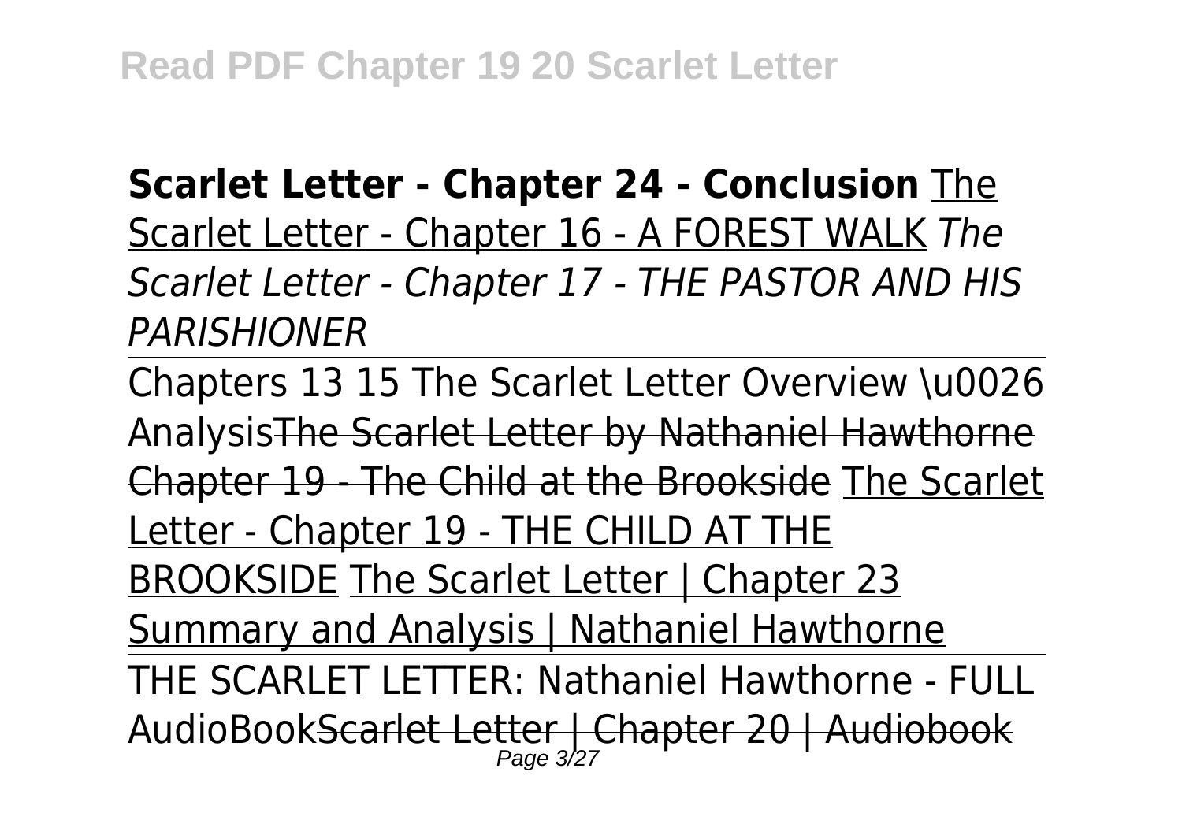**Scarlet Letter - Chapter 24 - Conclusion** The Scarlet Letter - Chapter 16 - A FOREST WALK *The Scarlet Letter - Chapter 17 - THE PASTOR AND HIS PARISHIONER*

Chapters 13 15 The Scarlet Letter Overview \u0026 AnalysisThe Scarlet Letter by Nathaniel Hawthorne Chapter 19 - The Child at the Brookside The Scarlet Letter - Chapter 19 - THE CHILD AT THE BROOKSIDE The Scarlet Letter | Chapter 23 Summary and Analysis | Nathaniel Hawthorne

THE SCARLET LETTER: Nathaniel Hawthorne - FULL AudioBookScarlet Letter | Chapter 20 | Audiobook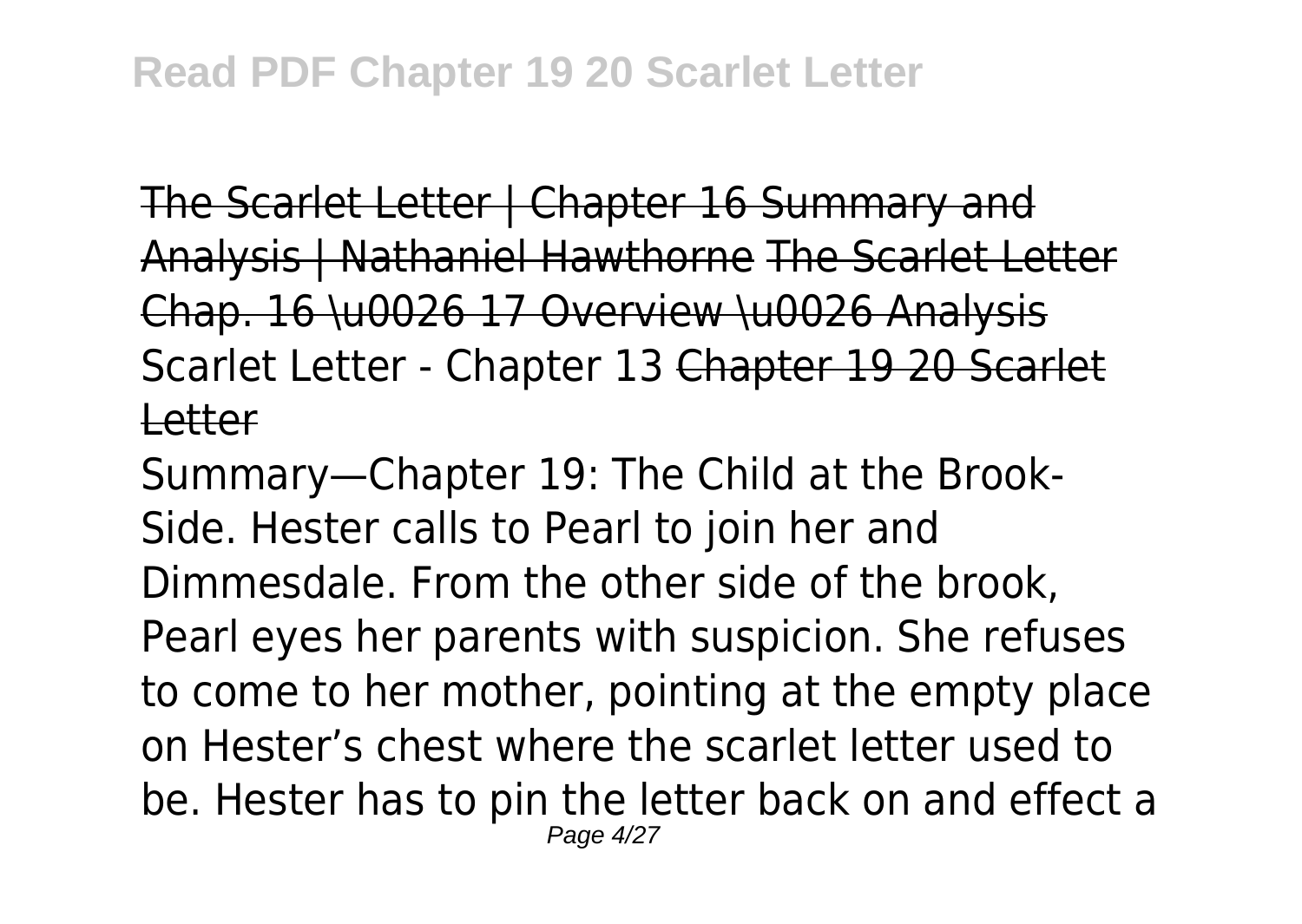~~The Scarlet Letter | Chapter 16 Summary and Analysis | Nathaniel Hawthorne~~ ~~The Scarlet Letter Chap. 16 \u0026 17 Overview \u0026 Analysis~~ Scarlet Letter - Chapter 13 ~~Chapter 19 20 Scarlet Letter~~

Summary—Chapter 19: The Child at the Brook-Side. Hester calls to Pearl to join her and Dimmesdale. From the other side of the brook, Pearl eyes her parents with suspicion. She refuses to come to her mother, pointing at the empty place on Hester's chest where the scarlet letter used to be. Hester has to pin the letter back on and effect a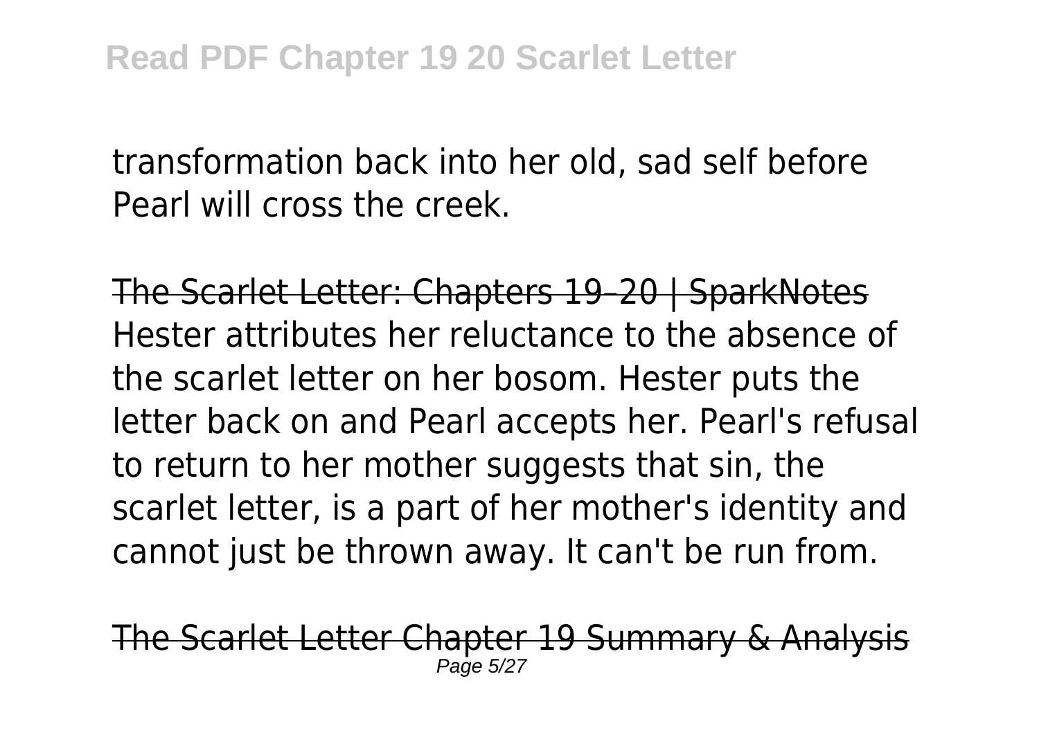transformation back into her old, sad self before Pearl will cross the creek.

The Scarlet Letter: Chapters 19–20 | SparkNotes

Hester attributes her reluctance to the absence of the scarlet letter on her bosom. Hester puts the letter back on and Pearl accepts her. Pearl's refusal to return to her mother suggests that sin, the scarlet letter, is a part of her mother's identity and cannot just be thrown away. It can't be run from.

The Scarlet Letter Chapter 19 Summary & Analysis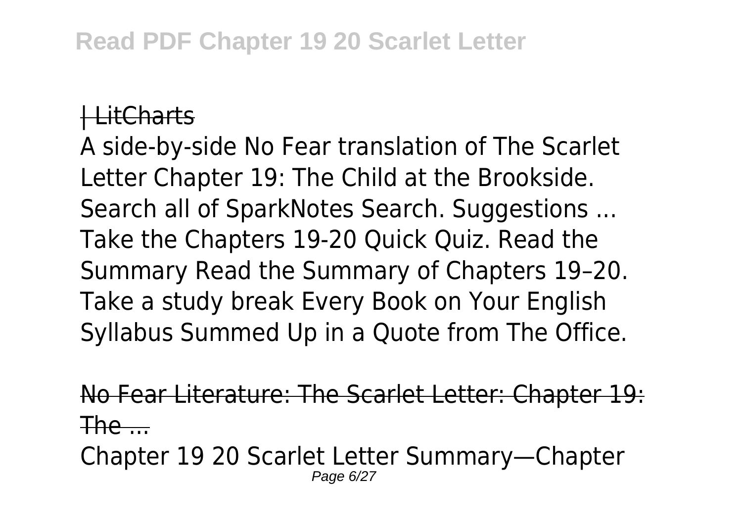| LitCharts

A side-by-side No Fear translation of The Scarlet Letter Chapter 19: The Child at the Brookside. Search all of SparkNotes Search. Suggestions ... Take the Chapters 19-20 Quick Quiz. Read the Summary Read the Summary of Chapters 19–20. Take a study break Every Book on Your English Syllabus Summed Up in a Quote from The Office.

No Fear Literature: The Scarlet Letter: Chapter 19: The ...

Chapter 19 20 Scarlet Letter Summary—Chapter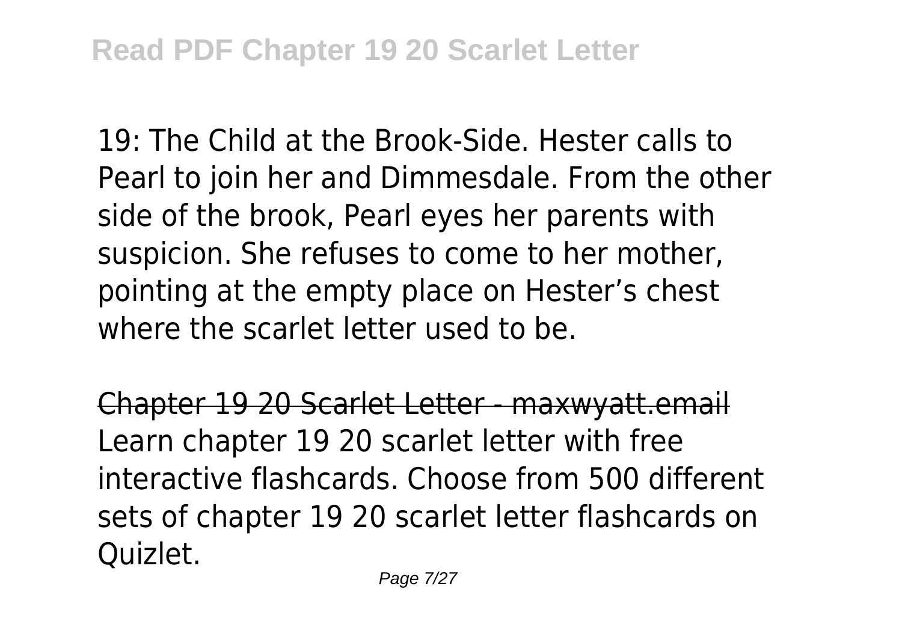19: The Child at the Brook-Side. Hester calls to Pearl to join her and Dimmesdale. From the other side of the brook, Pearl eyes her parents with suspicion. She refuses to come to her mother, pointing at the empty place on Hester's chest where the scarlet letter used to be.

Chapter 19 20 Scarlet Letter - maxwyatt.email

Learn chapter 19 20 scarlet letter with free interactive flashcards. Choose from 500 different sets of chapter 19 20 scarlet letter flashcards on Quizlet.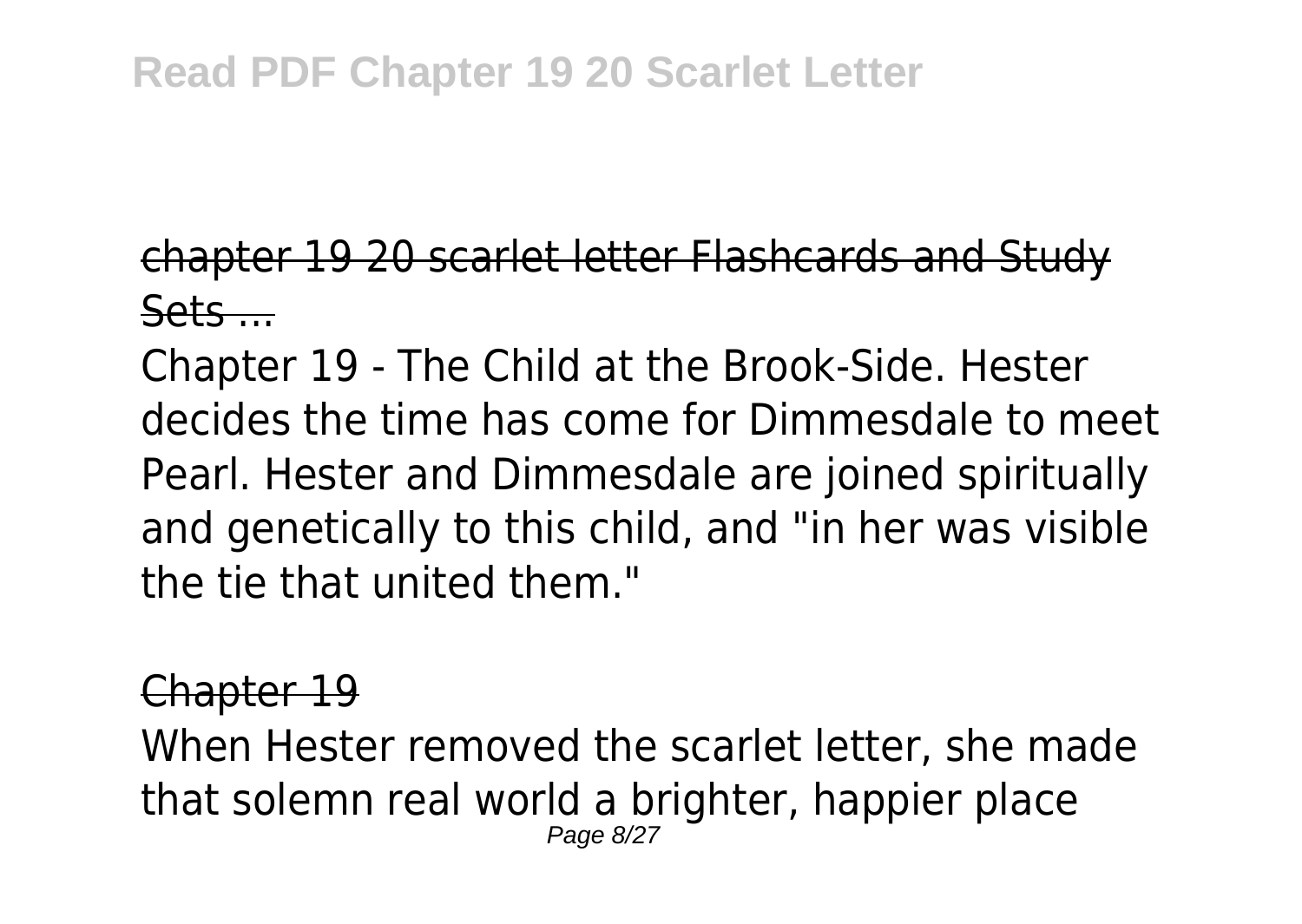chapter 19 20 scarlet letter Flashcards and Study Sets ...

Chapter 19 - The Child at the Brook-Side. Hester decides the time has come for Dimmesdale to meet Pearl. Hester and Dimmesdale are joined spiritually and genetically to this child, and "in her was visible the tie that united them."

Chapter 19

When Hester removed the scarlet letter, she made that solemn real world a brighter, happier place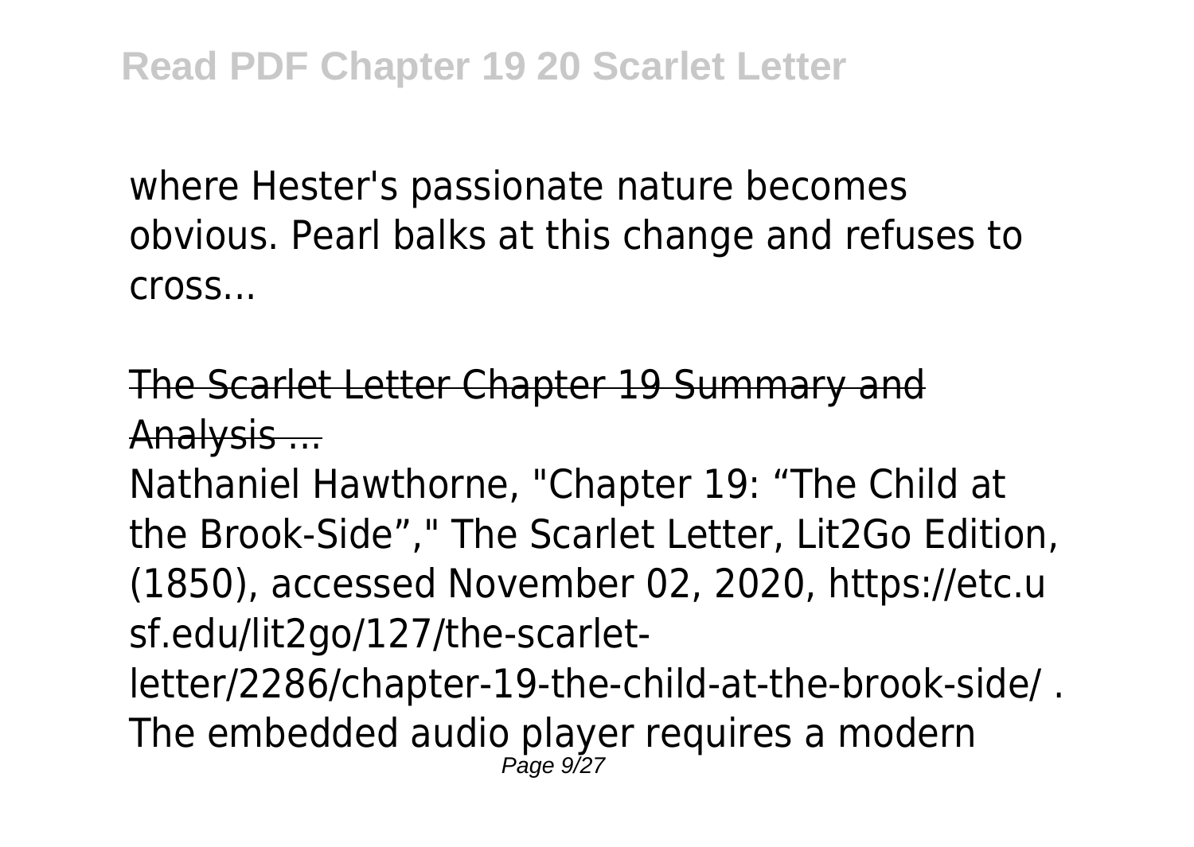where Hester's passionate nature becomes obvious. Pearl balks at this change and refuses to cross...

The Scarlet Letter Chapter 19 Summary and Analysis ...

Nathaniel Hawthorne, "Chapter 19: “The Child at the Brook-Side”," The Scarlet Letter, Lit2Go Edition, (1850), accessed November 02, 2020, https://etc.usf.edu/lit2go/127/the-scarlet-letter/2286/chapter-19-the-child-at-the-brook-side/ . The embedded audio player requires a modern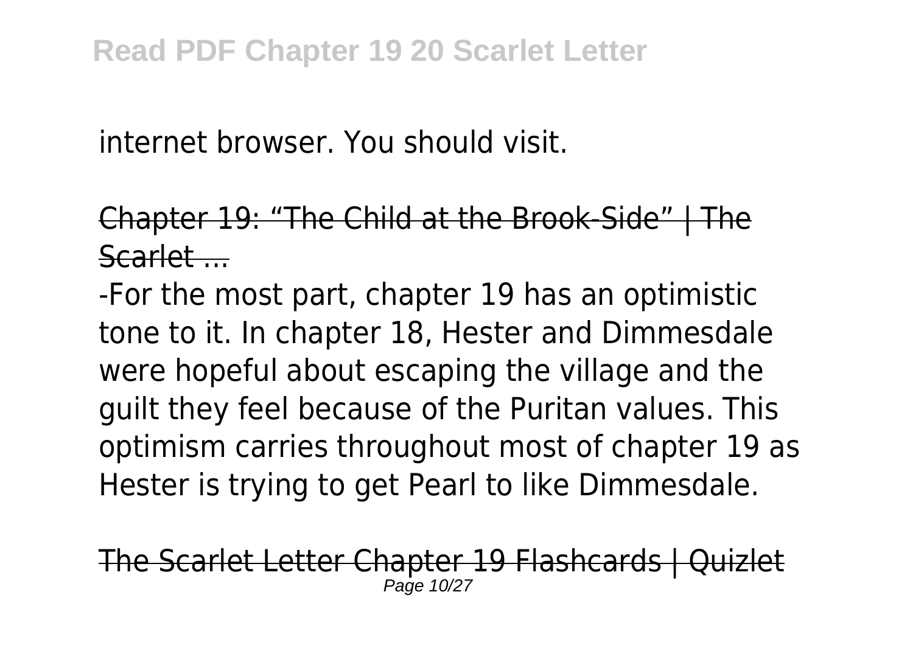internet browser. You should visit.

Chapter 19: "The Child at the Brook-Side" | The Scarlet ...

-For the most part, chapter 19 has an optimistic tone to it. In chapter 18, Hester and Dimmesdale were hopeful about escaping the village and the guilt they feel because of the Puritan values. This optimism carries throughout most of chapter 19 as Hester is trying to get Pearl to like Dimmesdale.

The Scarlet Letter Chapter 19 Flashcards | Quizlet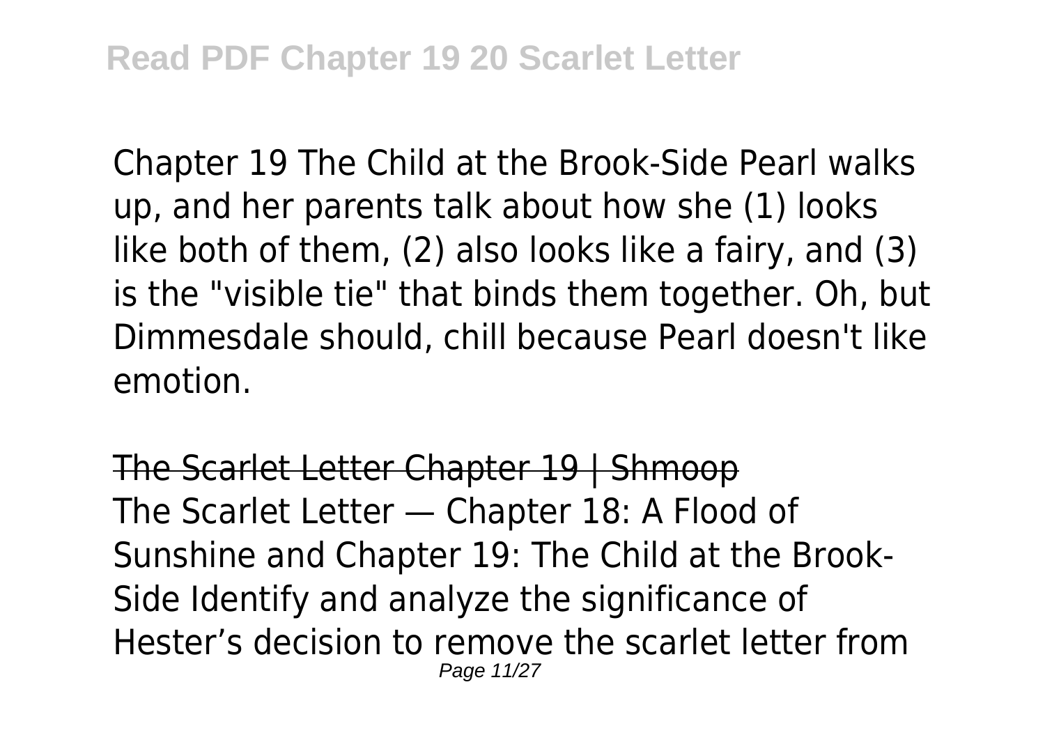Chapter 19 The Child at the Brook-Side Pearl walks up, and her parents talk about how she (1) looks like both of them, (2) also looks like a fairy, and (3) is the "visible tie" that binds them together. Oh, but Dimmesdale should, chill because Pearl doesn't like emotion.

The Scarlet Letter Chapter 19 | Shmoop

The Scarlet Letter — Chapter 18: A Flood of Sunshine and Chapter 19: The Child at the Brook-Side Identify and analyze the significance of Hester's decision to remove the scarlet letter from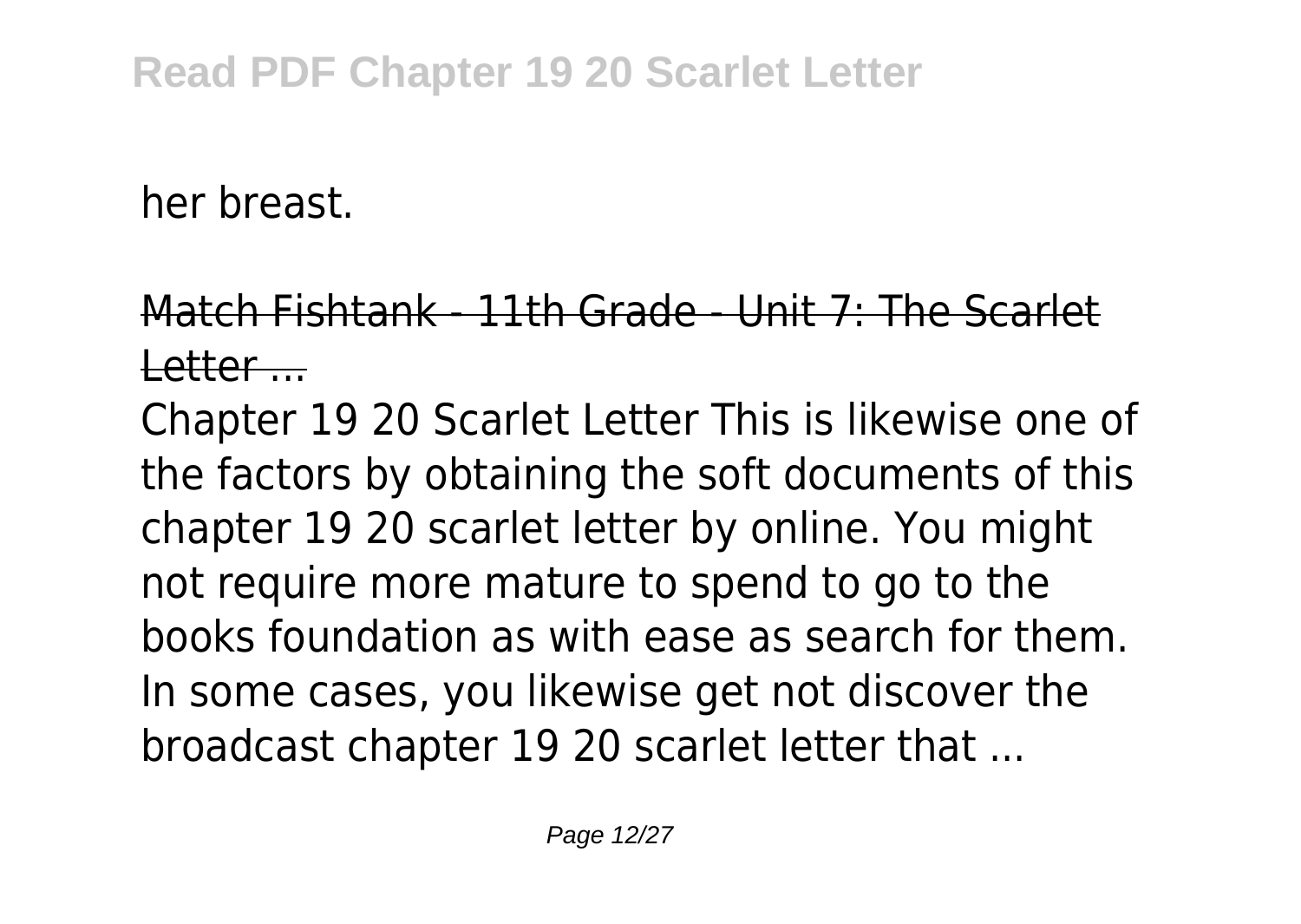her breast.

## Match Fishtank - 11th Grade - Unit 7: The Scarlet Letter ...

Chapter 19 20 Scarlet Letter This is likewise one of the factors by obtaining the soft documents of this chapter 19 20 scarlet letter by online. You might not require more mature to spend to go to the books foundation as with ease as search for them. In some cases, you likewise get not discover the broadcast chapter 19 20 scarlet letter that ...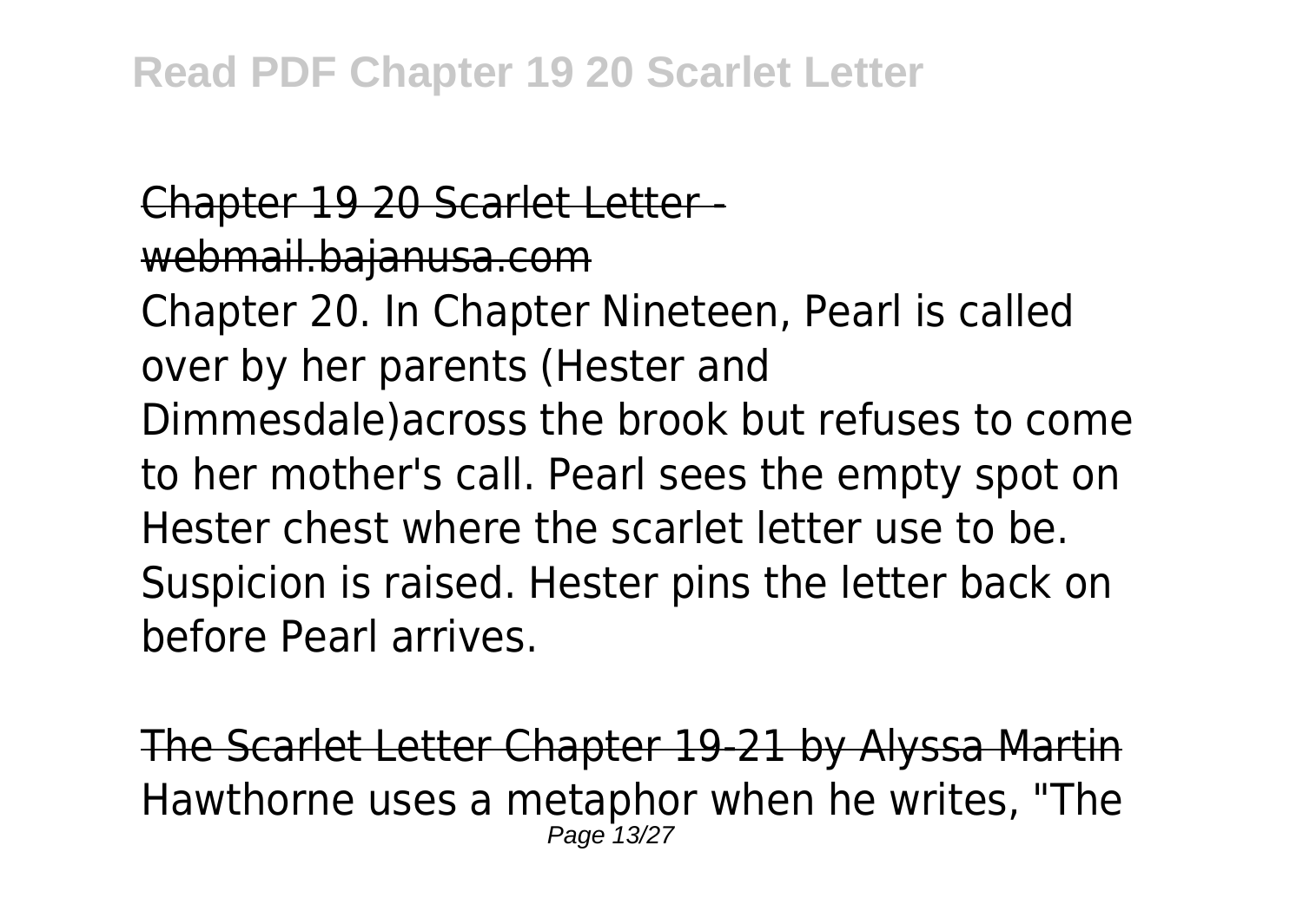Chapter 19 20 Scarlet Letter - webmail.bajanusa.com

Chapter 20. In Chapter Nineteen, Pearl is called over by her parents (Hester and Dimmesdale)across the brook but refuses to come to her mother's call. Pearl sees the empty spot on Hester chest where the scarlet letter use to be. Suspicion is raised. Hester pins the letter back on before Pearl arrives.

The Scarlet Letter Chapter 19-21 by Alyssa Martin

Hawthorne uses a metaphor when he writes, "The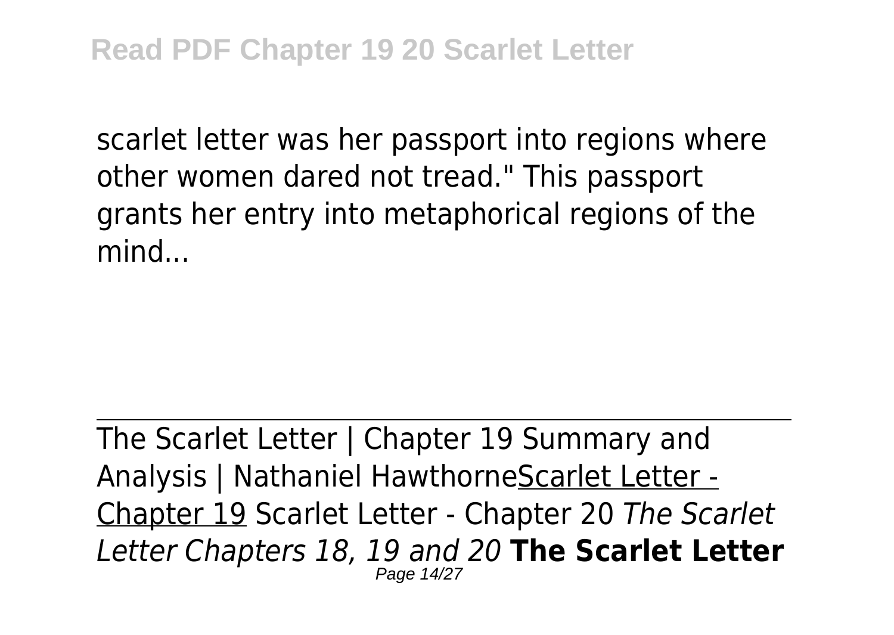scarlet letter was her passport into regions where other women dared not tread." This passport grants her entry into metaphorical regions of the mind...

---

The Scarlet Letter | Chapter 19 Summary and Analysis | Nathaniel HawthorneScarlet Letter - Chapter 19 Scarlet Letter - Chapter 20 *The Scarlet Letter Chapters 18, 19 and 20* **The Scarlet Letter**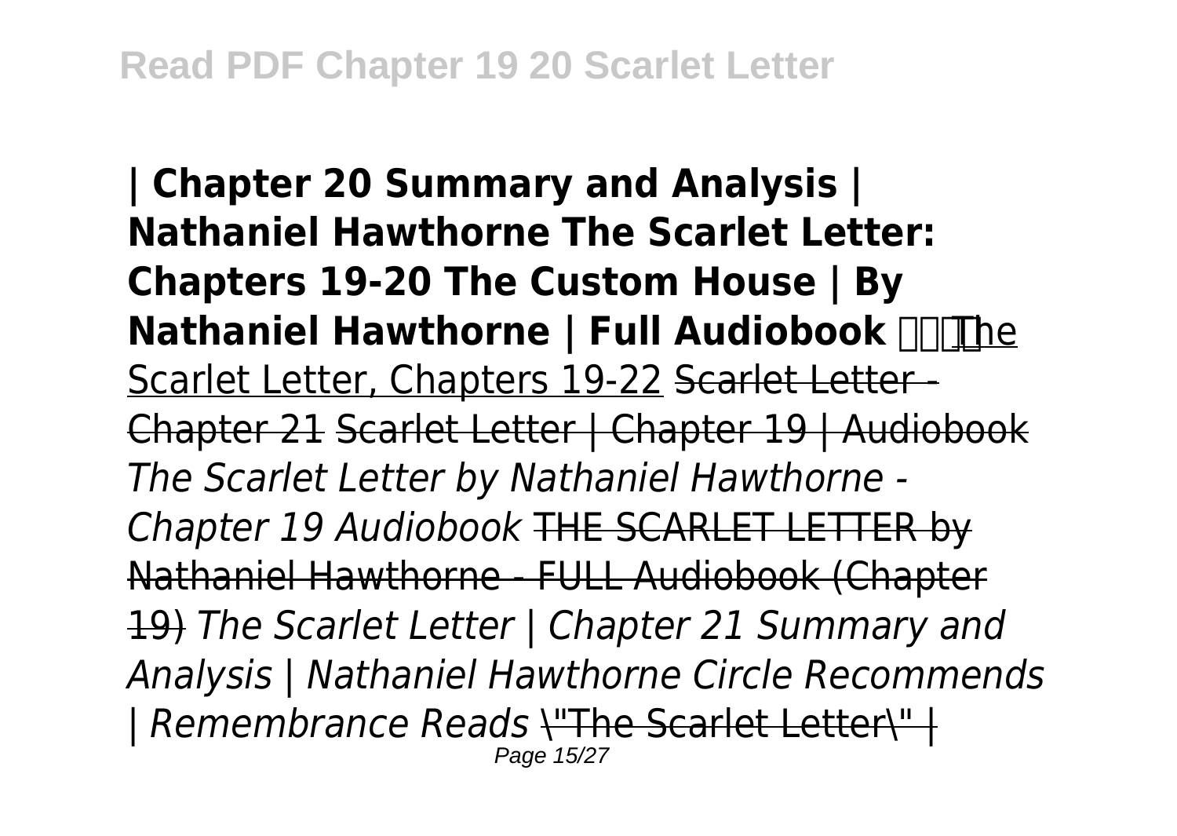**| Chapter 20 Summary and Analysis | Nathaniel Hawthorne The Scarlet Letter: Chapters 19-20 The Custom House | By Nathaniel Hawthorne | Full Audiobook** The Scarlet Letter, Chapters 19-22 ~~Scarlet Letter - Chapter 21~~ ~~Scarlet Letter | Chapter 19 | Audiobook~~ *The Scarlet Letter by Nathaniel Hawthorne - Chapter 19 Audiobook* ~~THE SCARLET LETTER by Nathaniel Hawthorne - FULL Audiobook (Chapter 19)~~ *The Scarlet Letter | Chapter 21 Summary and Analysis | Nathaniel Hawthorne Circle Recommends | Remembrance Reads* ~~"The Scarlet Letter" |~~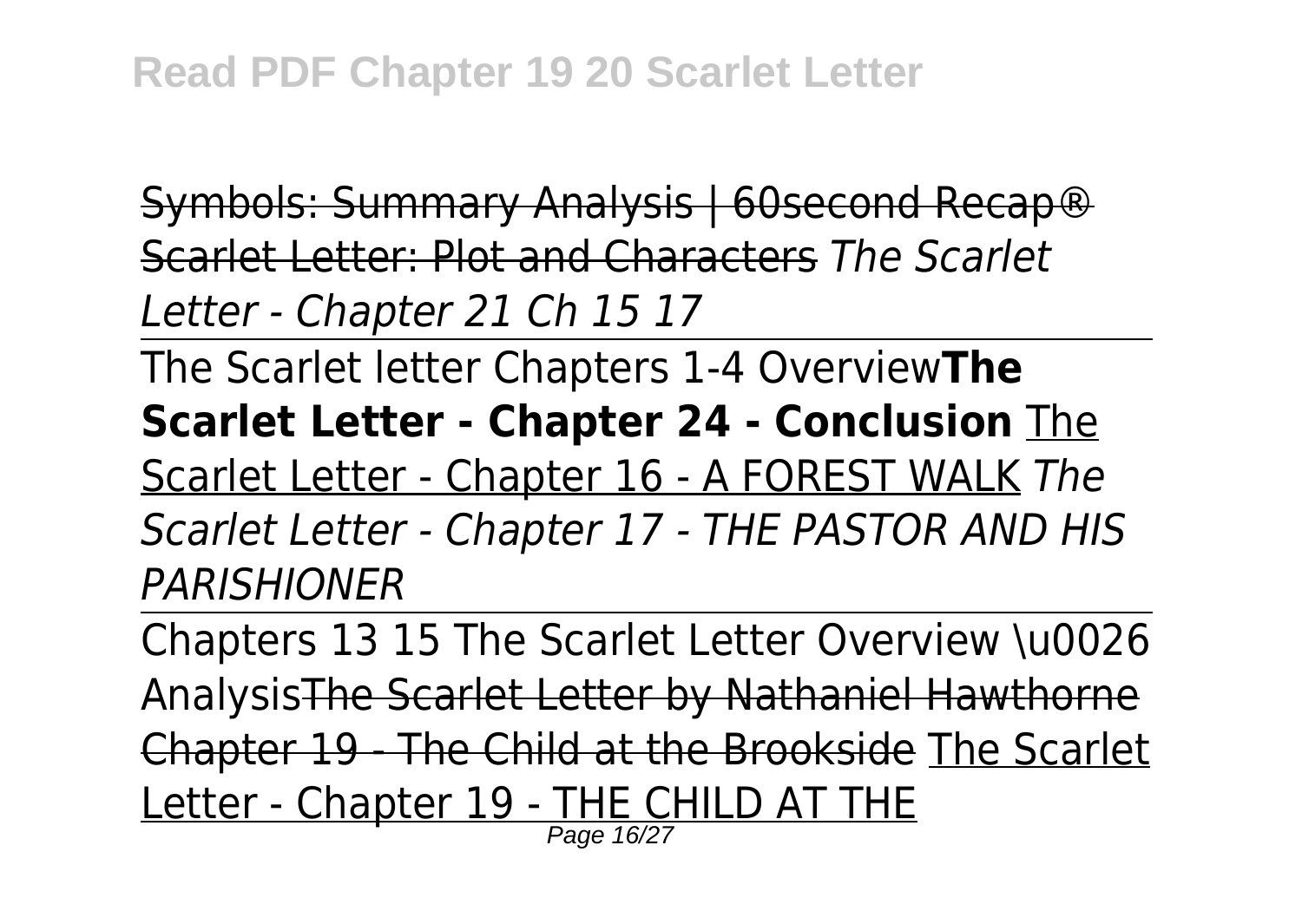Symbols: Summary Analysis | 60second Recap® Scarlet Letter: Plot and Characters *The Scarlet Letter - Chapter 21 Ch 15 17*

The Scarlet letter Chapters 1-4 Overview **The Scarlet Letter - Chapter 24 - Conclusion** The Scarlet Letter - Chapter 16 - A FOREST WALK *The Scarlet Letter - Chapter 17 - THE PASTOR AND HIS PARISHIONER*

Chapters 13 15 The Scarlet Letter Overview \u0026 AnalysisThe Scarlet Letter by Nathaniel Hawthorne Chapter 19 - The Child at the Brookside The Scarlet Letter - Chapter 19 - THE CHILD AT THE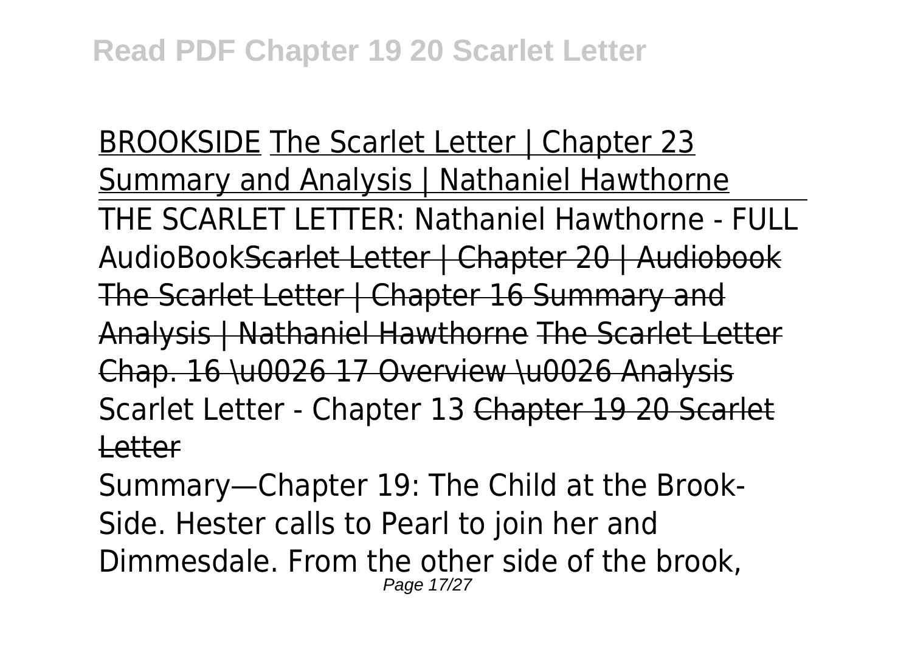BROOKSIDE The Scarlet Letter | Chapter 23 Summary and Analysis | Nathaniel Hawthorne

THE SCARLET LETTER: Nathaniel Hawthorne - FULL AudioBook~~Scarlet Letter | Chapter 20 | Audiobook~~ ~~The Scarlet Letter | Chapter 16 Summary and Analysis | Nathaniel Hawthorne~~ ~~The Scarlet Letter Chap. 16 \u0026 17 Overview \u0026 Analysis~~ Scarlet Letter - Chapter 13 ~~Chapter 19 20 Scarlet Letter~~

Summary—Chapter 19: The Child at the Brook-Side. Hester calls to Pearl to join her and Dimmesdale. From the other side of the brook,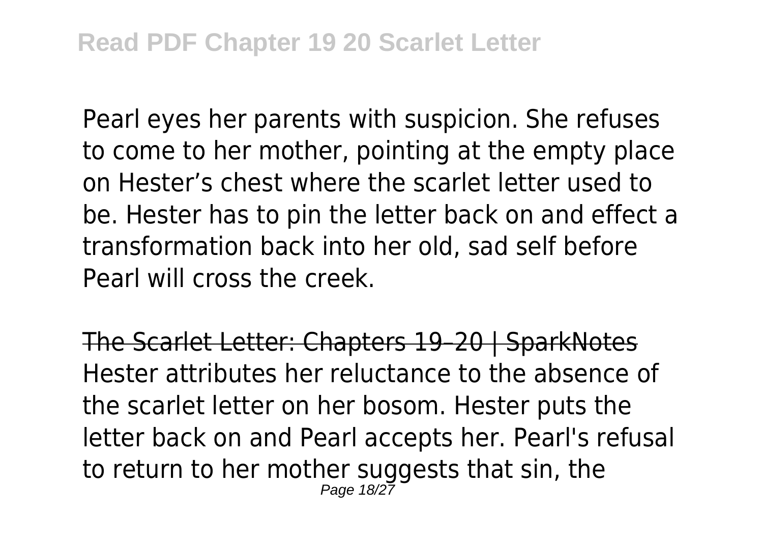Pearl eyes her parents with suspicion. She refuses to come to her mother, pointing at the empty place on Hester's chest where the scarlet letter used to be. Hester has to pin the letter back on and effect a transformation back into her old, sad self before Pearl will cross the creek.

The Scarlet Letter: Chapters 19–20 | SparkNotes

Hester attributes her reluctance to the absence of the scarlet letter on her bosom. Hester puts the letter back on and Pearl accepts her. Pearl's refusal to return to her mother suggests that sin, the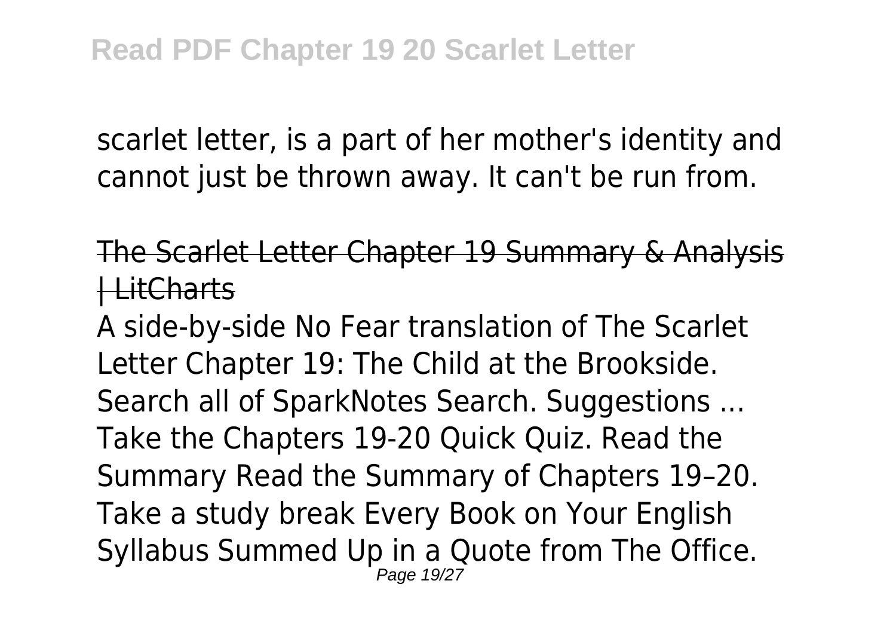scarlet letter, is a part of her mother's identity and cannot just be thrown away. It can't be run from.

The Scarlet Letter Chapter 19 Summary & Analysis | LitCharts

A side-by-side No Fear translation of The Scarlet Letter Chapter 19: The Child at the Brookside. Search all of SparkNotes Search. Suggestions ... Take the Chapters 19-20 Quick Quiz. Read the Summary Read the Summary of Chapters 19–20. Take a study break Every Book on Your English Syllabus Summed Up in a Quote from The Office.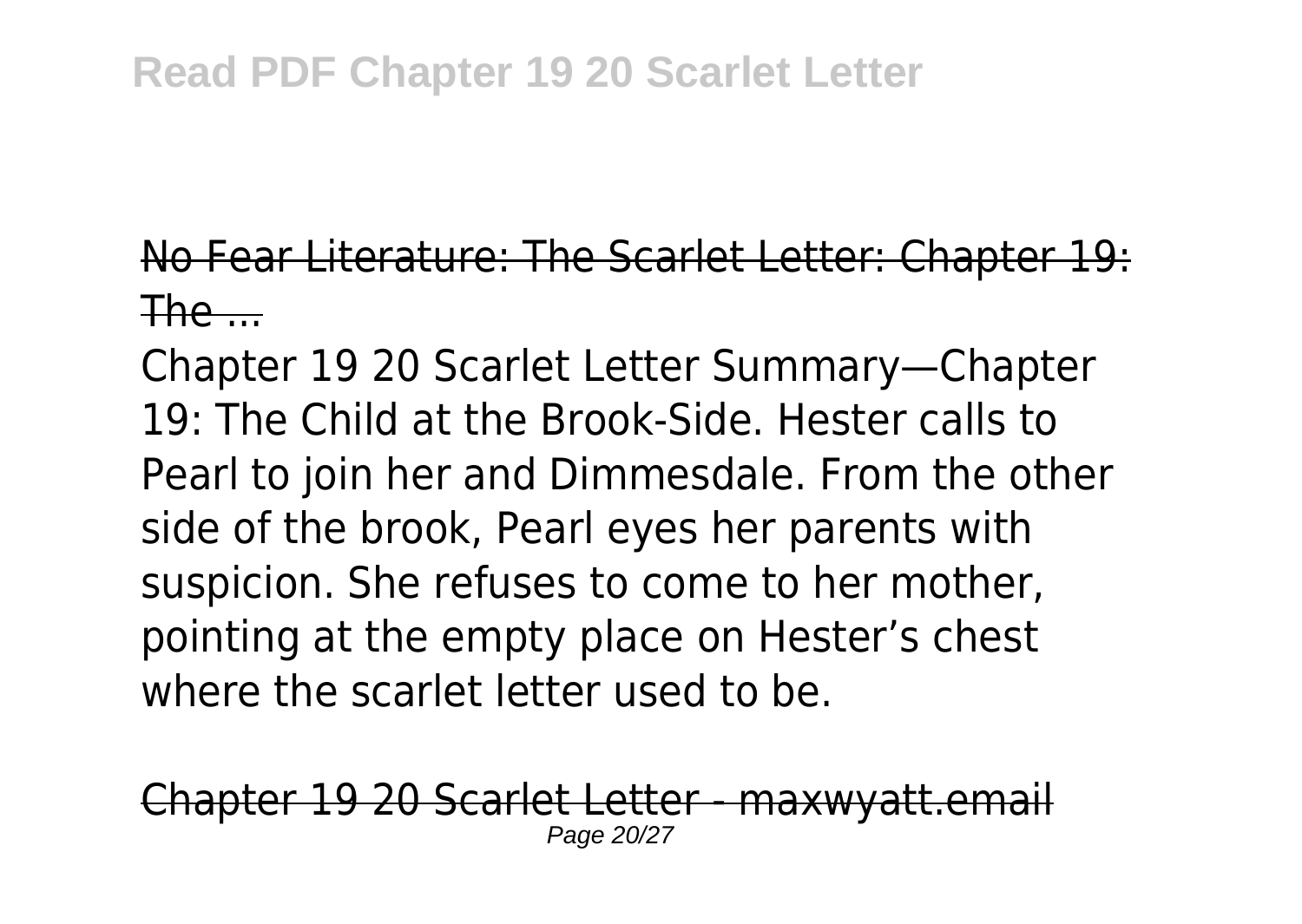No Fear Literature: The Scarlet Letter: Chapter 19: The ...

Chapter 19 20 Scarlet Letter Summary—Chapter 19: The Child at the Brook-Side. Hester calls to Pearl to join her and Dimmesdale. From the other side of the brook, Pearl eyes her parents with suspicion. She refuses to come to her mother, pointing at the empty place on Hester's chest where the scarlet letter used to be.

Chapter 19 20 Scarlet Letter - maxwyatt.email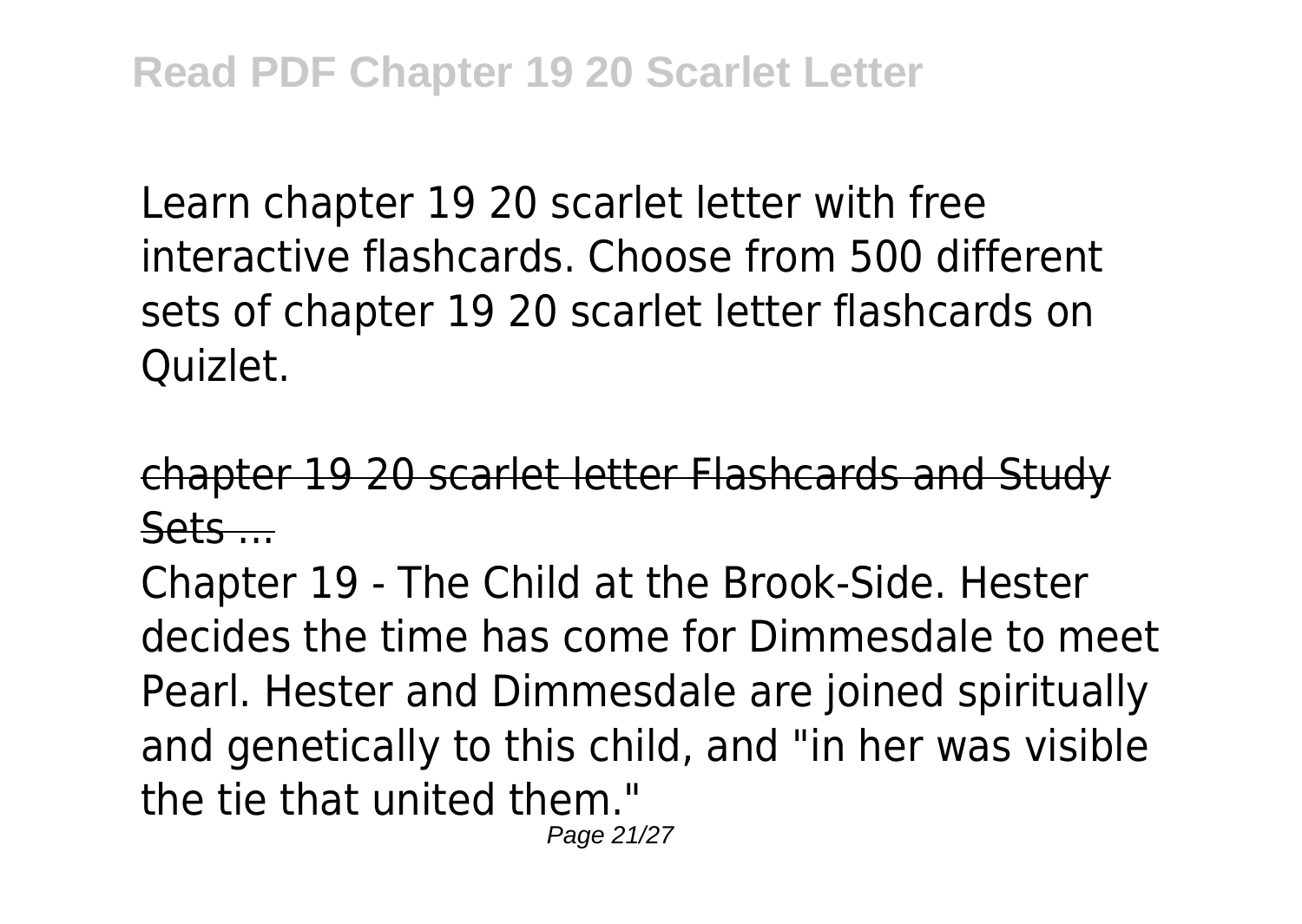Learn chapter 19 20 scarlet letter with free interactive flashcards. Choose from 500 different sets of chapter 19 20 scarlet letter flashcards on Quizlet.

chapter 19 20 scarlet letter Flashcards and Study Sets ...

Chapter 19 - The Child at the Brook-Side. Hester decides the time has come for Dimmesdale to meet Pearl. Hester and Dimmesdale are joined spiritually and genetically to this child, and "in her was visible the tie that united them."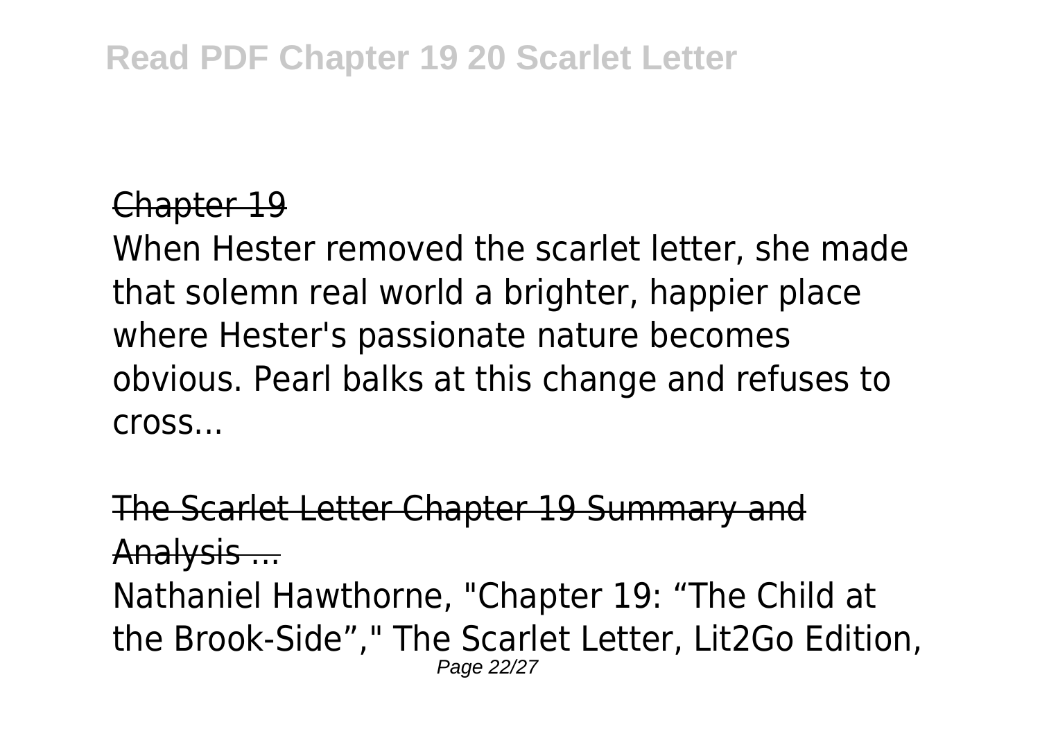Chapter 19

When Hester removed the scarlet letter, she made that solemn real world a brighter, happier place where Hester's passionate nature becomes obvious. Pearl balks at this change and refuses to cross...

The Scarlet Letter Chapter 19 Summary and Analysis ...

Nathaniel Hawthorne, "Chapter 19: “The Child at the Brook-Side”," The Scarlet Letter, Lit2Go Edition,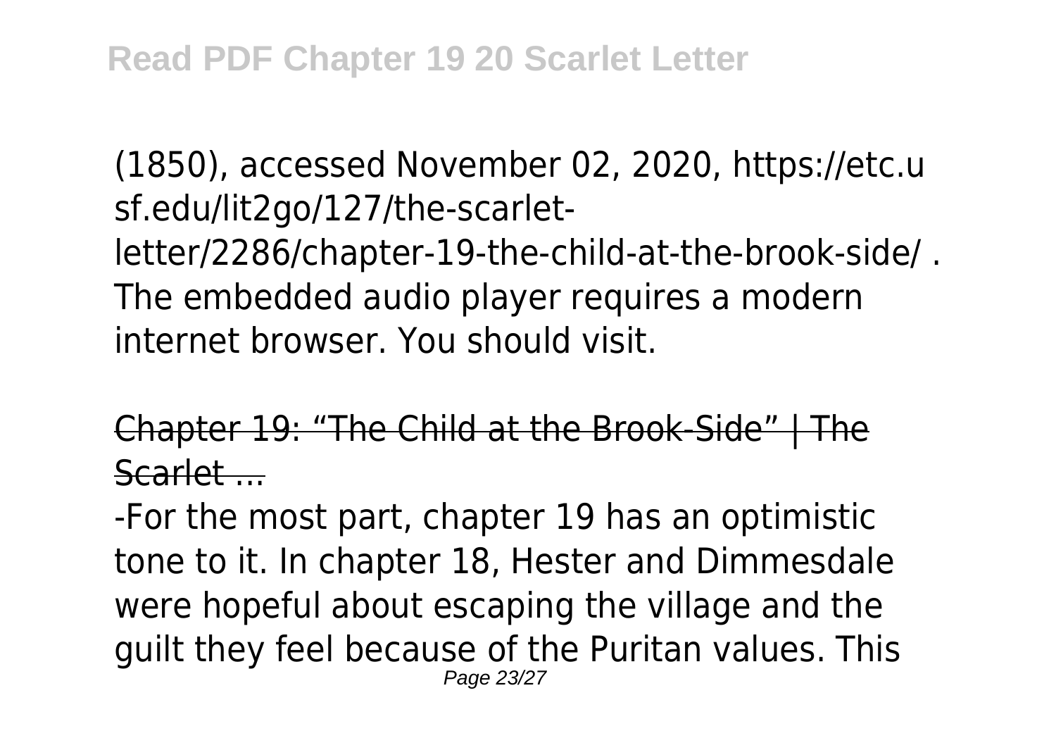(1850), accessed November 02, 2020, https://etc.usf.edu/lit2go/127/the-scarlet-letter/2286/chapter-19-the-child-at-the-brook-side/ . The embedded audio player requires a modern internet browser. You should visit.

## Chapter 19: "The Child at the Brook-Side" | The Scarlet ...

-For the most part, chapter 19 has an optimistic tone to it. In chapter 18, Hester and Dimmesdale were hopeful about escaping the village and the guilt they feel because of the Puritan values. This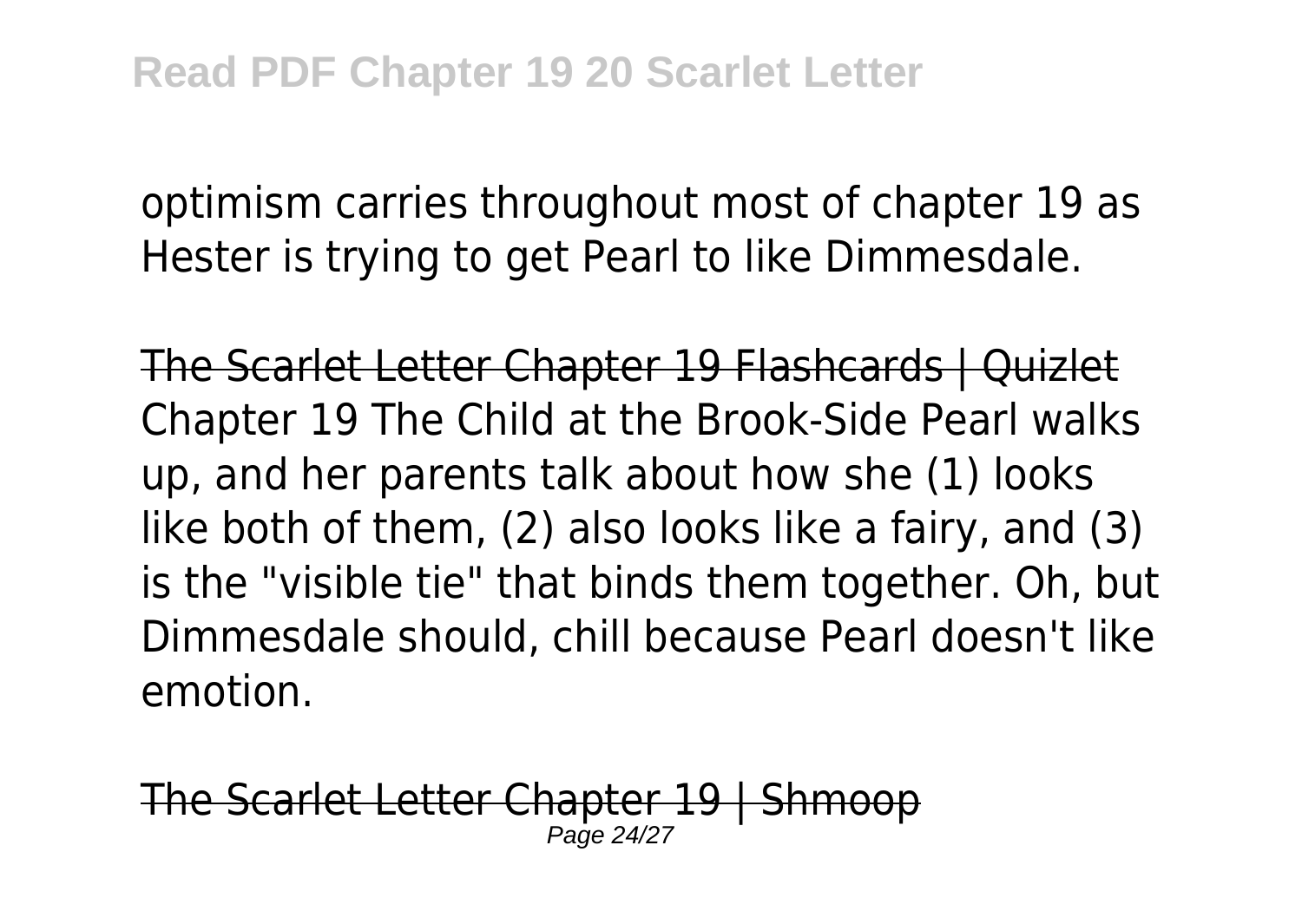optimism carries throughout most of chapter 19 as Hester is trying to get Pearl to like Dimmesdale.

The Scarlet Letter Chapter 19 Flashcards | Quizlet
Chapter 19 The Child at the Brook-Side Pearl walks up, and her parents talk about how she (1) looks like both of them, (2) also looks like a fairy, and (3) is the "visible tie" that binds them together. Oh, but Dimmesdale should, chill because Pearl doesn't like emotion.

The Scarlet Letter Chapter 19 | Shmoop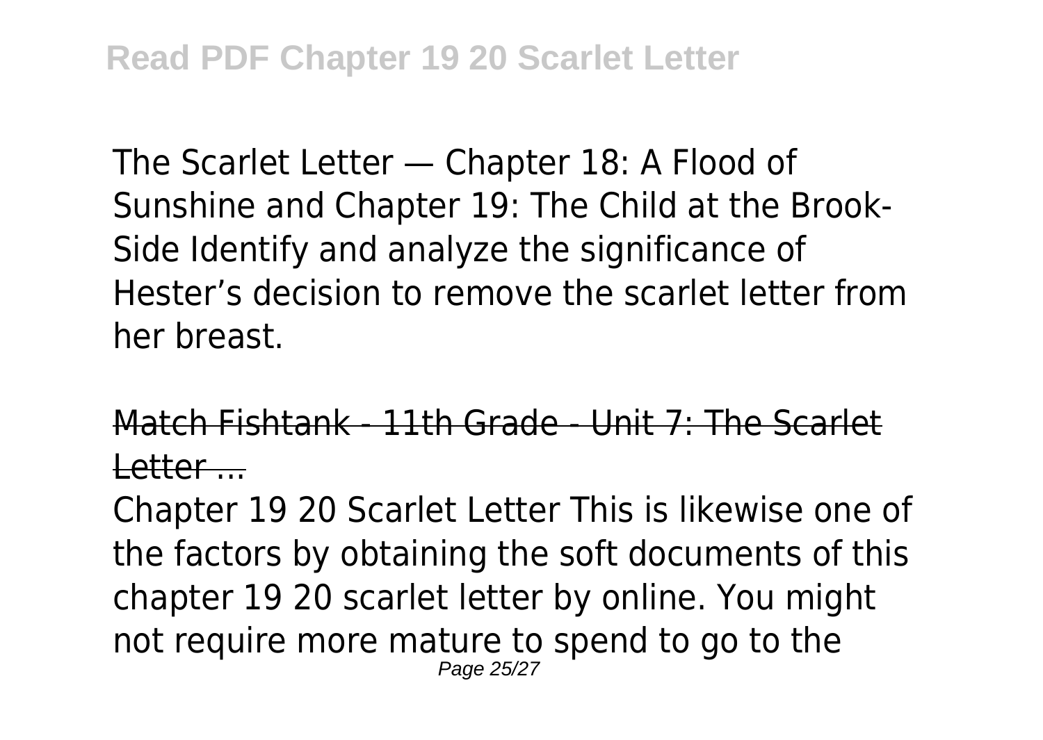The Scarlet Letter — Chapter 18: A Flood of Sunshine and Chapter 19: The Child at the Brook-Side Identify and analyze the significance of Hester's decision to remove the scarlet letter from her breast.

~~Match Fishtank - 11th Grade - Unit 7: The Scarlet Letter ...~~

Chapter 19 20 Scarlet Letter This is likewise one of the factors by obtaining the soft documents of this chapter 19 20 scarlet letter by online. You might not require more mature to spend to go to the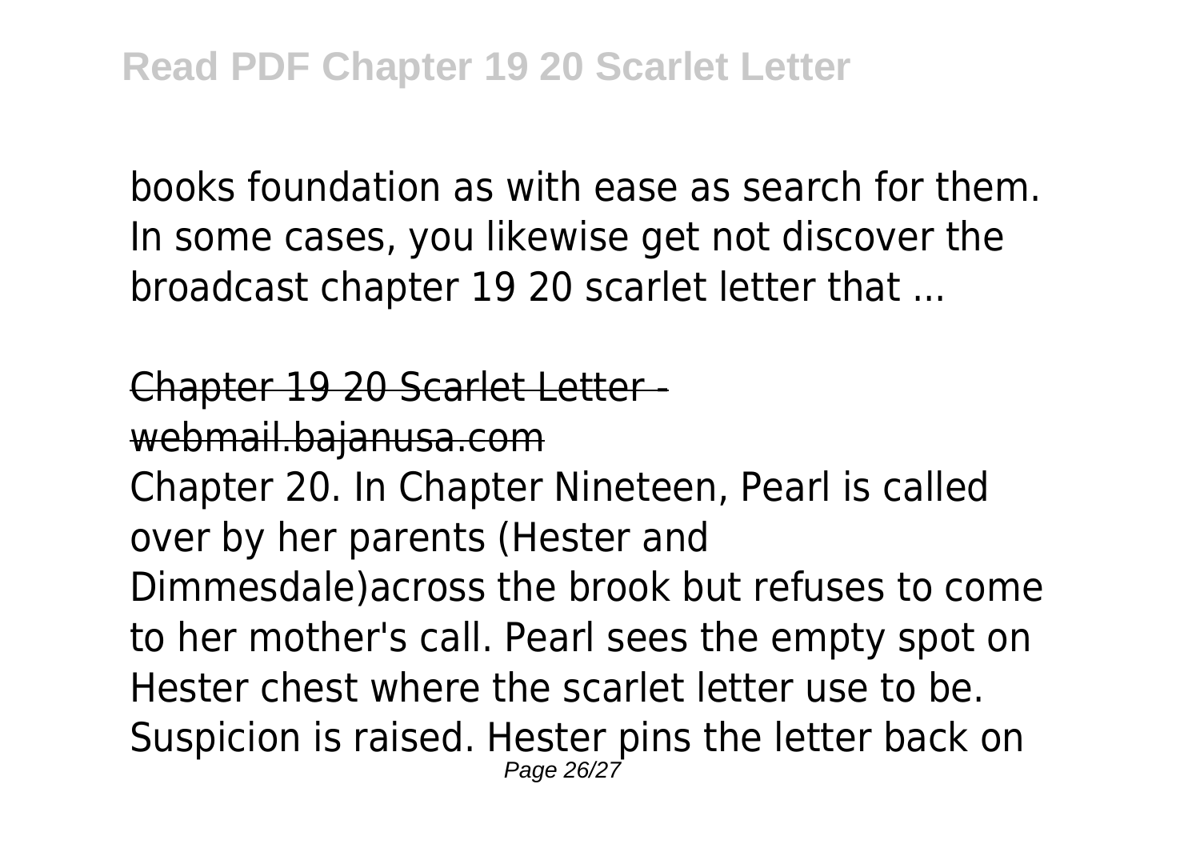books foundation as with ease as search for them. In some cases, you likewise get not discover the broadcast chapter 19 20 scarlet letter that ...

## Chapter 19 20 Scarlet Letter - webmail.bajanusa.com

Chapter 20. In Chapter Nineteen, Pearl is called over by her parents (Hester and Dimmesdale)across the brook but refuses to come to her mother's call. Pearl sees the empty spot on Hester chest where the scarlet letter use to be. Suspicion is raised. Hester pins the letter back on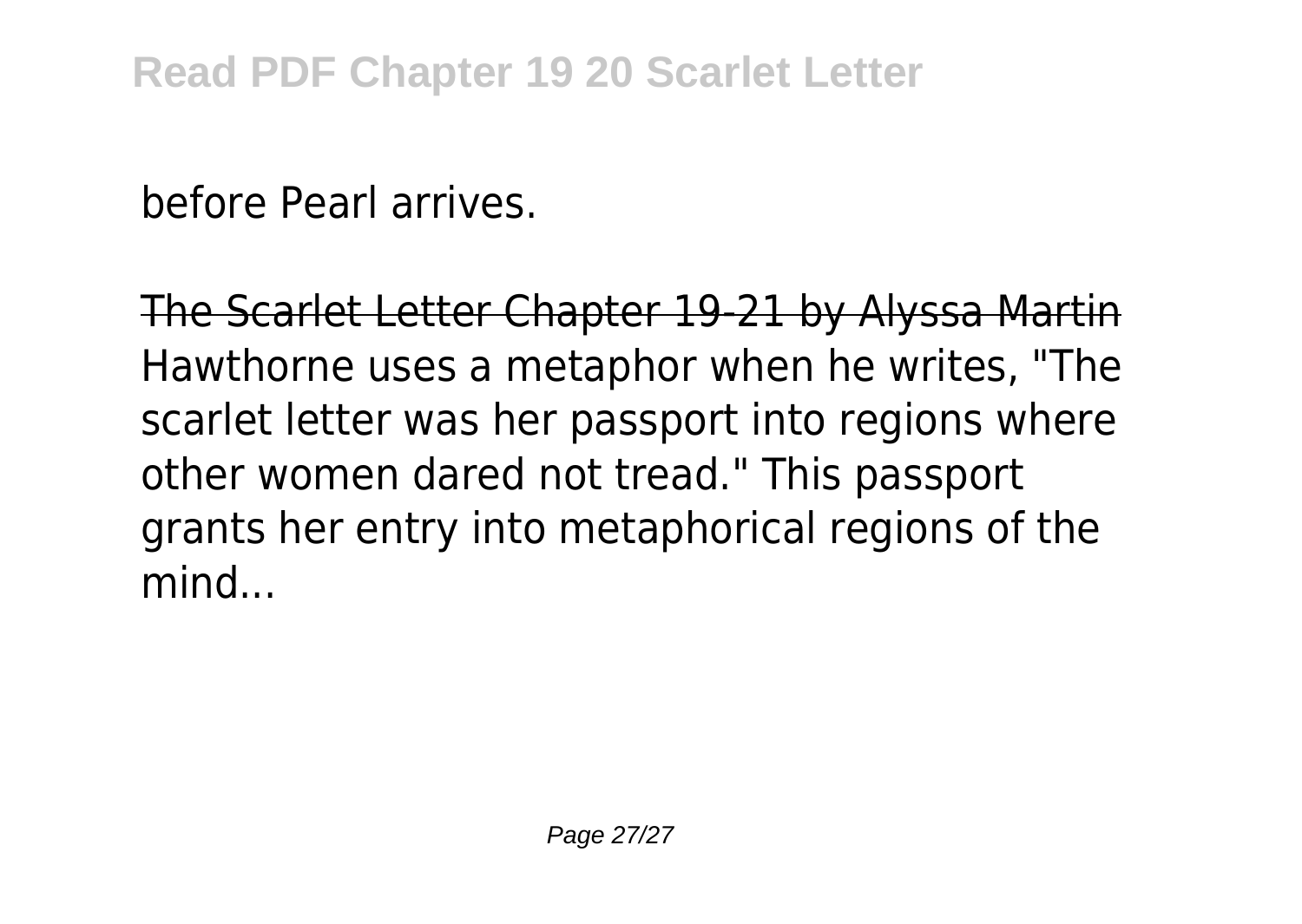before Pearl arrives.

The Scarlet Letter Chapter 19-21 by Alyssa Martin
Hawthorne uses a metaphor when he writes, "The scarlet letter was her passport into regions where other women dared not tread." This passport grants her entry into metaphorical regions of the mind...